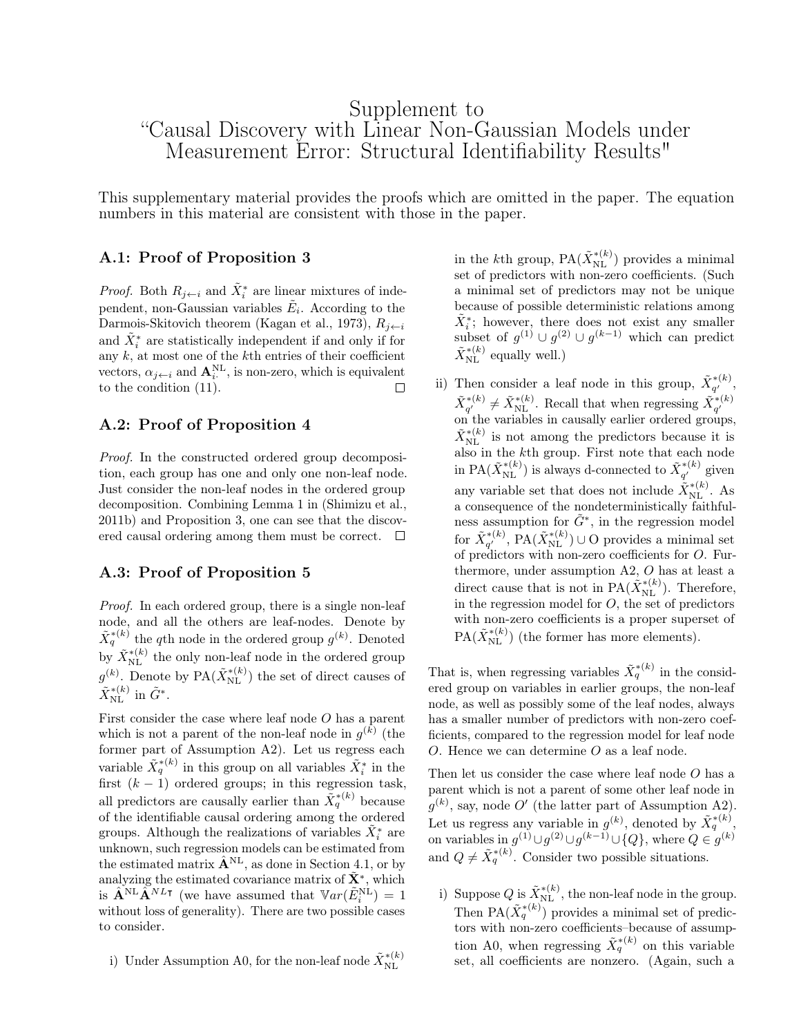# Supplement to "Causal Discovery with Linear Non-Gaussian Models under Measurement Error: Structural Identifiability Results"

This supplementary material provides the proofs which are omitted in the paper. The equation numbers in this material are consistent with those in the paper.

### A.1: Proof of Proposition 3

*Proof.* Both $R_{j\leftarrow i}$ and $\tilde{X}_i^*$ are linear mixtures of independent, non-Gaussian variables $\tilde{E}_i$. According to the Darmois-Skitovich theorem (Kagan et al., 1973), $R_{j\leftarrow i}$ and $\tilde{X}_i^*$ are statistically independent if and only if for any $k$, at most one of the $k$th entries of their coefficient vectors, $\alpha_{j\leftarrow i}$ and $\mathbf{A}_{i\cdot}^{\text{NL}}$, is non-zero, which is equivalent to the condition (11). □

### A.2: Proof of Proposition 4

*Proof.* In the constructed ordered group decomposition, each group has one and only one non-leaf node. Just consider the non-leaf nodes in the ordered group decomposition. Combining Lemma 1 in (Shimizu et al., 2011b) and Proposition 3, one can see that the discovered causal ordering among them must be correct. □

### A.3: Proof of Proposition 5

*Proof.* In each ordered group, there is a single non-leaf node, and all the others are leaf-nodes. Denote by $\tilde{X}_q^{*(k)}$ the $q$th node in the ordered group $g^{(k)}$. Denoted by $\tilde{X}_{\text{NL}}^{*(k)}$ the only non-leaf node in the ordered group $g^{(k)}$. Denote by $\text{PA}(\tilde{X}_{\text{NL}}^{*(k)})$ the set of direct causes of $\tilde{X}_{\text{NL}}^{*(k)}$ in $\tilde{G}^*$.

First consider the case where leaf node $O$ has a parent which is not a parent of the non-leaf node in $g^{(k)}$ (the former part of Assumption A2). Let us regress each variable $\tilde{X}_q^{*(k)}$ in this group on all variables $\tilde{X}_i^*$ in the first $(k-1)$ ordered groups; in this regression task, all predictors are causally earlier than $\tilde{X}_q^{*(k)}$ because of the identifiable causal ordering among the ordered groups. Although the realizations of variables $\tilde{X}_i^*$ are unknown, such regression models can be estimated from the estimated matrix $\hat{\mathbf{A}}^{\text{NL}}$, as done in Section 4.1, or by analyzing the estimated covariance matrix of $\tilde{\mathbf{X}}^*$, which is $\hat{\mathbf{A}}^{\text{NL}}\hat{\mathbf{A}}^{NL\intercal}$ (we have assumed that $\mathbb{V}ar(\tilde{E}_i^{\text{NL}}) = 1$ without loss of generality). There are two possible cases to consider.

i) Under Assumption A0, for the non-leaf node $\tilde{X}_{\text{NL}}^{*(k)}$ in the $k$th group, $\text{PA}(\tilde{X}_{\text{NL}}^{*(k)})$ provides a minimal set of predictors with non-zero coefficients. (Such a minimal set of predictors may not be unique because of possible deterministic relations among $\tilde{X}_i^*$; however, there does not exist any smaller subset of $g^{(1)} \cup g^{(2)} \cup g^{(k-1)}$ which can predict $\tilde{X}_{\text{NL}}^{*(k)}$ equally well.)

ii) Then consider a leaf node in this group, $\tilde{X}_{q'}^{*(k)}$, $\tilde{X}_{q'}^{*(k)} \neq \tilde{X}_{\text{NL}}^{*(k)}$. Recall that when regressing $\tilde{X}_{q'}^{*(k)}$ on the variables in causally earlier ordered groups, $\tilde{X}_{\text{NL}}^{*(k)}$ is not among the predictors because it is also in the $k$th group. First note that each node in $\text{PA}(\tilde{X}_{\text{NL}}^{*(k)})$ is always d-connected to $\tilde{X}_{q'}^{*(k)}$ given any variable set that does not include $\tilde{X}_{\text{NL}}^{*(k)}$. As a consequence of the nondeterministically faithfulness assumption for $\tilde{G}^*$, in the regression model for $\tilde{X}_{q'}^{*(k)}$, $\text{PA}(\tilde{X}_{\text{NL}}^{*(k)}) \cup \text{O}$ provides a minimal set of predictors with non-zero coefficients for $O$. Furthermore, under assumption A2, $O$ has at least a direct cause that is not in $\text{PA}(\tilde{X}_{\text{NL}}^{*(k)})$. Therefore, in the regression model for $O$, the set of predictors with non-zero coefficients is a proper superset of $\text{PA}(\tilde{X}_{\text{NL}}^{*(k)})$ (the former has more elements).

That is, when regressing variables $\tilde{X}_q^{*(k)}$ in the considered group on variables in earlier groups, the non-leaf node, as well as possibly some of the leaf nodes, always has a smaller number of predictors with non-zero coefficients, compared to the regression model for leaf node $O$. Hence we can determine $O$ as a leaf node.

Then let us consider the case where leaf node $O$ has a parent which is not a parent of some other leaf node in $g^{(k)}$, say, node $O'$ (the latter part of Assumption A2). Let us regress any variable in $g^{(k)}$, denoted by $\tilde{X}_q^{*(k)}$, on variables in $g^{(1)} \cup g^{(2)} \cup g^{(k-1)} \cup \{Q\}$, where $Q \in g^{(k)}$ and $Q \neq \tilde{X}_q^{*(k)}$. Consider two possible situations.

i) Suppose $Q$ is $\tilde{X}_{\text{NL}}^{*(k)}$, the non-leaf node in the group. Then $\text{PA}(\tilde{X}_q^{*(k)})$ provides a minimal set of predictors with non-zero coefficients–because of assumption A0, when regressing $\tilde{X}_q^{*(k)}$ on this variable set, all coefficients are nonzero. (Again, such a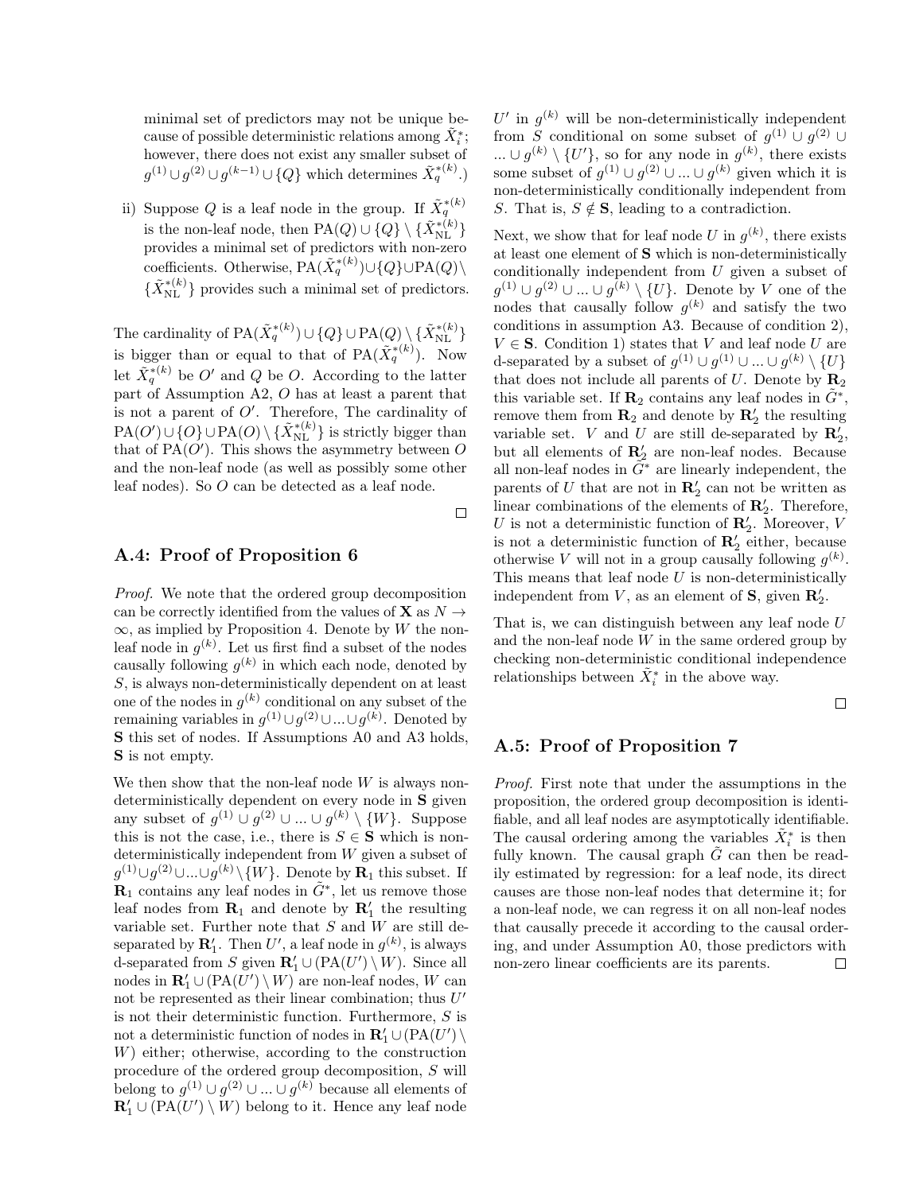minimal set of predictors may not be unique because of possible deterministic relations among $\tilde{X}_i^*$; however, there does not exist any smaller subset of $g^{(1)} \cup g^{(2)} \cup g^{(k-1)} \cup \{Q\}$ which determines $\tilde{X}_q^{*(k)}$.)

ii) Suppose $Q$ is a leaf node in the group. If $\tilde{X}_q^{*(k)}$ is the non-leaf node, then $\text{PA}(Q) \cup \{Q\} \setminus \{\tilde{X}_{\text{NL}}^{*(k)}\}$ provides a minimal set of predictors with non-zero coefficients. Otherwise, $\text{PA}(\tilde{X}_q^{*(k)}) \cup \{Q\} \cup \text{PA}(Q) \setminus \{\tilde{X}_{\text{NL}}^{*(k)}\}$ provides such a minimal set of predictors.

The cardinality of $\text{PA}(\tilde{X}_q^{*(k)}) \cup \{Q\} \cup \text{PA}(Q) \setminus \{\tilde{X}_{\text{NL}}^{*(k)}\}$ is bigger than or equal to that of $\text{PA}(\tilde{X}_q^{*(k)})$. Now let $\tilde{X}_q^{*(k)}$ be $O'$ and $Q$ be $O$. According to the latter part of Assumption A2, $O$ has at least a parent that is not a parent of $O'$. Therefore, The cardinality of $\text{PA}(O') \cup \{O\} \cup \text{PA}(O) \setminus \{\tilde{X}_{\text{NL}}^{*(k)}\}$ is strictly bigger than that of $\text{PA}(O')$. This shows the asymmetry between $O$ and the non-leaf node (as well as possibly some other leaf nodes). So $O$ can be detected as a leaf node.

□

## A.4: Proof of Proposition 6

*Proof.* We note that the ordered group decomposition can be correctly identified from the values of $\mathbf{X}$ as $N \to \infty$, as implied by Proposition 4. Denote by $W$ the non-leaf node in $g^{(k)}$. Let us first find a subset of the nodes causally following $g^{(k)}$ in which each node, denoted by $S$, is always non-deterministically dependent on at least one of the nodes in $g^{(k)}$ conditional on any subset of the remaining variables in $g^{(1)} \cup g^{(2)} \cup ... \cup g^{(k)}$. Denoted by $\mathbf{S}$ this set of nodes. If Assumptions A0 and A3 holds, $\mathbf{S}$ is not empty.

We then show that the non-leaf node $W$ is always non-deterministically dependent on every node in $\mathbf{S}$ given any subset of $g^{(1)} \cup g^{(2)} \cup ... \cup g^{(k)} \setminus \{W\}$. Suppose this is not the case, i.e., there is $S \in \mathbf{S}$ which is non-deterministically independent from $W$ given a subset of $g^{(1)} \cup g^{(2)} \cup ... \cup g^{(k)} \setminus \{W\}$. Denote by $\mathbf{R}_1$ this subset. If $\mathbf{R}_1$ contains any leaf nodes in $\tilde{G}^*$, let us remove those leaf nodes from $\mathbf{R}_1$ and denote by $\mathbf{R}_1'$ the resulting variable set. Further note that $S$ and $W$ are still de-separated by $\mathbf{R}_1'$. Then $U'$, a leaf node in $g^{(k)}$, is always d-separated from $S$ given $\mathbf{R}_1' \cup (\text{PA}(U') \setminus W)$. Since all nodes in $\mathbf{R}_1' \cup (\text{PA}(U') \setminus W)$ are non-leaf nodes, $W$ can not be represented as their linear combination; thus $U'$ is not their deterministic function. Furthermore, $S$ is not a deterministic function of nodes in $\mathbf{R}_1' \cup (\text{PA}(U') \setminus W)$ either; otherwise, according to the construction procedure of the ordered group decomposition, $S$ will belong to $g^{(1)} \cup g^{(2)} \cup ... \cup g^{(k)}$ because all elements of $\mathbf{R}_1' \cup (\text{PA}(U') \setminus W)$ belong to it. Hence any leaf node $U'$ in $g^{(k)}$ will be non-deterministically independent from $S$ conditional on some subset of $g^{(1)} \cup g^{(2)} \cup ... \cup g^{(k)} \setminus \{U'\}$, so for any node in $g^{(k)}$, there exists some subset of $g^{(1)} \cup g^{(2)} \cup ... \cup g^{(k)}$ given which it is non-deterministically conditionally independent from $S$. That is, $S \notin \mathbf{S}$, leading to a contradiction.

Next, we show that for leaf node $U$ in $g^{(k)}$, there exists at least one element of $\mathbf{S}$ which is non-deterministically conditionally independent from $U$ given a subset of $g^{(1)} \cup g^{(2)} \cup ... \cup g^{(k)} \setminus \{U\}$. Denote by $V$ one of the nodes that causally follow $g^{(k)}$ and satisfy the two conditions in assumption A3. Because of condition 2), $V \in \mathbf{S}$. Condition 1) states that $V$ and leaf node $U$ are d-separated by a subset of $g^{(1)} \cup g^{(1)} \cup ... \cup g^{(k)} \setminus \{U\}$ that does not include all parents of $U$. Denote by $\mathbf{R}_2$ this variable set. If $\mathbf{R}_2$ contains any leaf nodes in $\tilde{G}^*$, remove them from $\mathbf{R}_2$ and denote by $\mathbf{R}_2'$ the resulting variable set. $V$ and $U$ are still de-separated by $\mathbf{R}_2'$, but all elements of $\mathbf{R}_2'$ are non-leaf nodes. Because all non-leaf nodes in $\tilde{G}^*$ are linearly independent, the parents of $U$ that are not in $\mathbf{R}_2'$ can not be written as linear combinations of the elements of $\mathbf{R}_2'$. Therefore, $U$ is not a deterministic function of $\mathbf{R}_2'$. Moreover, $V$ is not a deterministic function of $\mathbf{R}_2'$ either, because otherwise $V$ will not in a group causally following $g^{(k)}$. This means that leaf node $U$ is non-deterministically independent from $V$, as an element of $\mathbf{S}$, given $\mathbf{R}_2'$.

That is, we can distinguish between any leaf node $U$ and the non-leaf node $W$ in the same ordered group by checking non-deterministic conditional independence relationships between $\tilde{X}_i^*$ in the above way.

□

## A.5: Proof of Proposition 7

*Proof.* First note that under the assumptions in the proposition, the ordered group decomposition is identifiable, and all leaf nodes are asymptotically identifiable. The causal ordering among the variables $\tilde{X}_i^*$ is then fully known. The causal graph $\tilde{G}$ can then be readily estimated by regression: for a leaf node, its direct causes are those non-leaf nodes that determine it; for a non-leaf node, we can regress it on all non-leaf nodes that causally precede it according to the causal ordering, and under Assumption A0, those predictors with non-zero linear coefficients are its parents. □